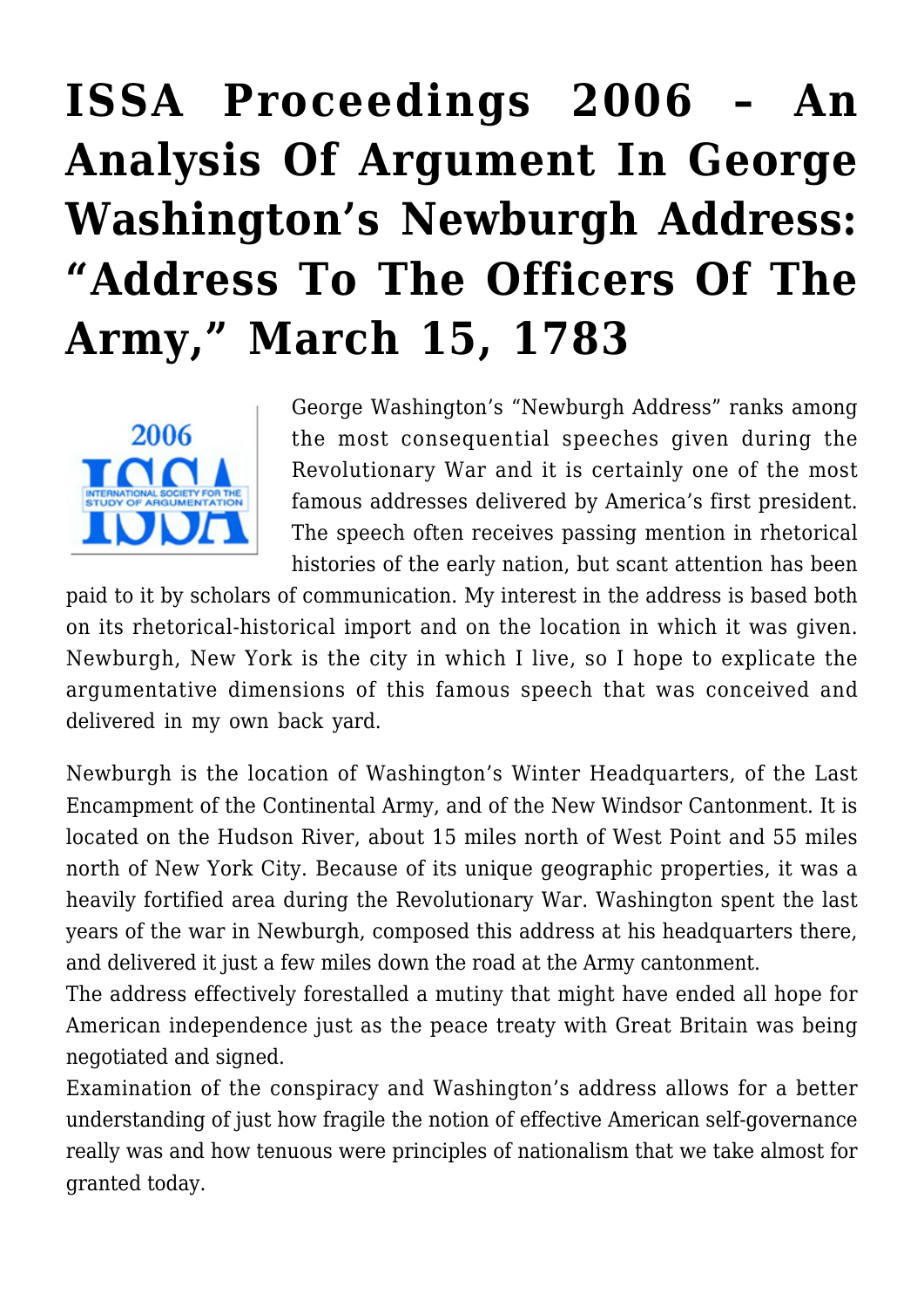# ISSA Proceedings 2006 – An Analysis Of Argument In George Washington's Newburgh Address: "Address To The Officers Of The Army," March 15, 1783

George Washington's "Newburgh Address" ranks among the most consequential speeches given during the Revolutionary War and it is certainly one of the most famous addresses delivered by America's first president. The speech often receives passing mention in rhetorical histories of the early nation, but scant attention has been paid to it by scholars of communication. My interest in the address is based both on its rhetorical-historical import and on the location in which it was given. Newburgh, New York is the city in which I live, so I hope to explicate the argumentative dimensions of this famous speech that was conceived and delivered in my own back yard.

Newburgh is the location of Washington's Winter Headquarters, of the Last Encampment of the Continental Army, and of the New Windsor Cantonment. It is located on the Hudson River, about 15 miles north of West Point and 55 miles north of New York City. Because of its unique geographic properties, it was a heavily fortified area during the Revolutionary War. Washington spent the last years of the war in Newburgh, composed this address at his headquarters there, and delivered it just a few miles down the road at the Army cantonment.

The address effectively forestalled a mutiny that might have ended all hope for American independence just as the peace treaty with Great Britain was being negotiated and signed.

Examination of the conspiracy and Washington's address allows for a better understanding of just how fragile the notion of effective American self-governance really was and how tenuous were principles of nationalism that we take almost for granted today.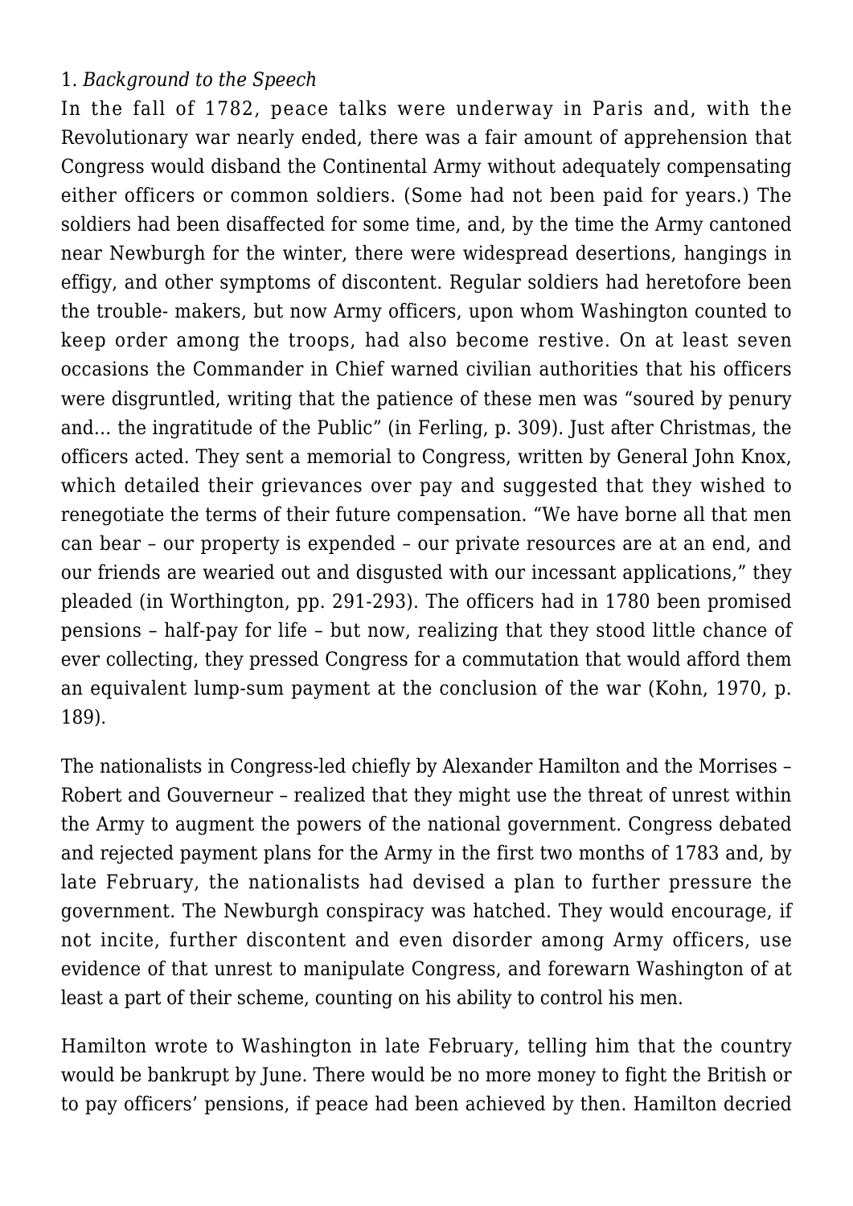1. *Background to the Speech*

In the fall of 1782, peace talks were underway in Paris and, with the Revolutionary war nearly ended, there was a fair amount of apprehension that Congress would disband the Continental Army without adequately compensating either officers or common soldiers. (Some had not been paid for years.) The soldiers had been disaffected for some time, and, by the time the Army cantoned near Newburgh for the winter, there were widespread desertions, hangings in effigy, and other symptoms of discontent. Regular soldiers had heretofore been the trouble- makers, but now Army officers, upon whom Washington counted to keep order among the troops, had also become restive. On at least seven occasions the Commander in Chief warned civilian authorities that his officers were disgruntled, writing that the patience of these men was "soured by penury and… the ingratitude of the Public" (in Ferling, p. 309). Just after Christmas, the officers acted. They sent a memorial to Congress, written by General John Knox, which detailed their grievances over pay and suggested that they wished to renegotiate the terms of their future compensation. "We have borne all that men can bear – our property is expended – our private resources are at an end, and our friends are wearied out and disgusted with our incessant applications," they pleaded (in Worthington, pp. 291-293). The officers had in 1780 been promised pensions – half-pay for life – but now, realizing that they stood little chance of ever collecting, they pressed Congress for a commutation that would afford them an equivalent lump-sum payment at the conclusion of the war (Kohn, 1970, p. 189).

The nationalists in Congress-led chiefly by Alexander Hamilton and the Morrises – Robert and Gouverneur – realized that they might use the threat of unrest within the Army to augment the powers of the national government. Congress debated and rejected payment plans for the Army in the first two months of 1783 and, by late February, the nationalists had devised a plan to further pressure the government. The Newburgh conspiracy was hatched. They would encourage, if not incite, further discontent and even disorder among Army officers, use evidence of that unrest to manipulate Congress, and forewarn Washington of at least a part of their scheme, counting on his ability to control his men.

Hamilton wrote to Washington in late February, telling him that the country would be bankrupt by June. There would be no more money to fight the British or to pay officers' pensions, if peace had been achieved by then. Hamilton decried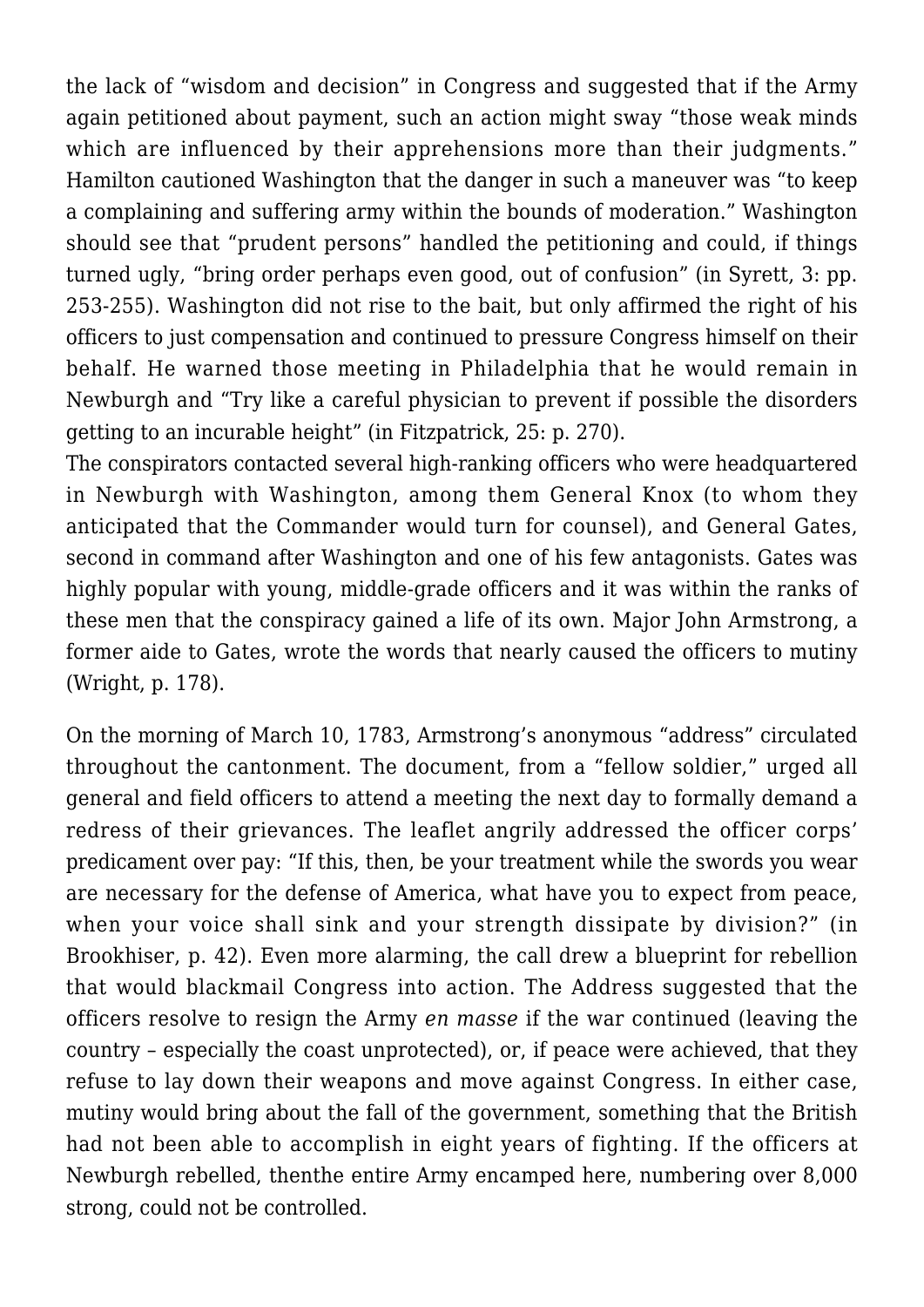the lack of "wisdom and decision" in Congress and suggested that if the Army again petitioned about payment, such an action might sway "those weak minds which are influenced by their apprehensions more than their judgments." Hamilton cautioned Washington that the danger in such a maneuver was "to keep a complaining and suffering army within the bounds of moderation." Washington should see that "prudent persons" handled the petitioning and could, if things turned ugly, "bring order perhaps even good, out of confusion" (in Syrett, 3: pp. 253-255). Washington did not rise to the bait, but only affirmed the right of his officers to just compensation and continued to pressure Congress himself on their behalf. He warned those meeting in Philadelphia that he would remain in Newburgh and "Try like a careful physician to prevent if possible the disorders getting to an incurable height" (in Fitzpatrick, 25: p. 270).

The conspirators contacted several high-ranking officers who were headquartered in Newburgh with Washington, among them General Knox (to whom they anticipated that the Commander would turn for counsel), and General Gates, second in command after Washington and one of his few antagonists. Gates was highly popular with young, middle-grade officers and it was within the ranks of these men that the conspiracy gained a life of its own. Major John Armstrong, a former aide to Gates, wrote the words that nearly caused the officers to mutiny (Wright, p. 178).

On the morning of March 10, 1783, Armstrong's anonymous "address" circulated throughout the cantonment. The document, from a "fellow soldier," urged all general and field officers to attend a meeting the next day to formally demand a redress of their grievances. The leaflet angrily addressed the officer corps' predicament over pay: "If this, then, be your treatment while the swords you wear are necessary for the defense of America, what have you to expect from peace, when your voice shall sink and your strength dissipate by division?" (in Brookhiser, p. 42). Even more alarming, the call drew a blueprint for rebellion that would blackmail Congress into action. The Address suggested that the officers resolve to resign the Army *en masse* if the war continued (leaving the country – especially the coast unprotected), or, if peace were achieved, that they refuse to lay down their weapons and move against Congress. In either case, mutiny would bring about the fall of the government, something that the British had not been able to accomplish in eight years of fighting. If the officers at Newburgh rebelled, thenthe entire Army encamped here, numbering over 8,000 strong, could not be controlled.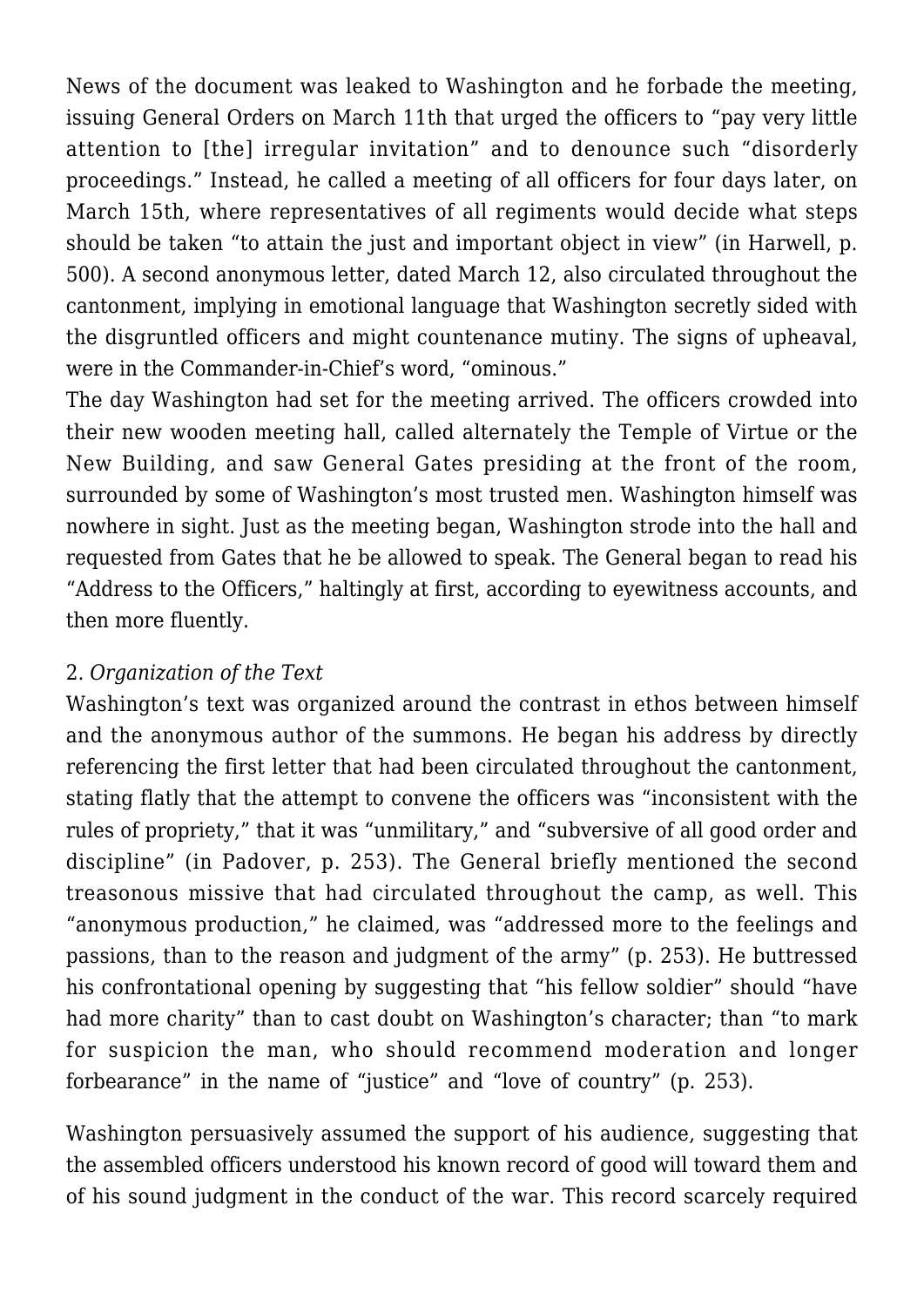News of the document was leaked to Washington and he forbade the meeting, issuing General Orders on March 11th that urged the officers to "pay very little attention to [the] irregular invitation" and to denounce such "disorderly proceedings." Instead, he called a meeting of all officers for four days later, on March 15th, where representatives of all regiments would decide what steps should be taken "to attain the just and important object in view" (in Harwell, p. 500). A second anonymous letter, dated March 12, also circulated throughout the cantonment, implying in emotional language that Washington secretly sided with the disgruntled officers and might countenance mutiny. The signs of upheaval, were in the Commander-in-Chief's word, "ominous."

The day Washington had set for the meeting arrived. The officers crowded into their new wooden meeting hall, called alternately the Temple of Virtue or the New Building, and saw General Gates presiding at the front of the room, surrounded by some of Washington's most trusted men. Washington himself was nowhere in sight. Just as the meeting began, Washington strode into the hall and requested from Gates that he be allowed to speak. The General began to read his "Address to the Officers," haltingly at first, according to eyewitness accounts, and then more fluently.

### 2. *Organization of the Text*

Washington's text was organized around the contrast in ethos between himself and the anonymous author of the summons. He began his address by directly referencing the first letter that had been circulated throughout the cantonment, stating flatly that the attempt to convene the officers was "inconsistent with the rules of propriety," that it was "unmilitary," and "subversive of all good order and discipline" (in Padover, p. 253). The General briefly mentioned the second treasonous missive that had circulated throughout the camp, as well. This "anonymous production," he claimed, was "addressed more to the feelings and passions, than to the reason and judgment of the army" (p. 253). He buttressed his confrontational opening by suggesting that "his fellow soldier" should "have had more charity" than to cast doubt on Washington's character; than "to mark for suspicion the man, who should recommend moderation and longer forbearance" in the name of "justice" and "love of country" (p. 253).

Washington persuasively assumed the support of his audience, suggesting that the assembled officers understood his known record of good will toward them and of his sound judgment in the conduct of the war. This record scarcely required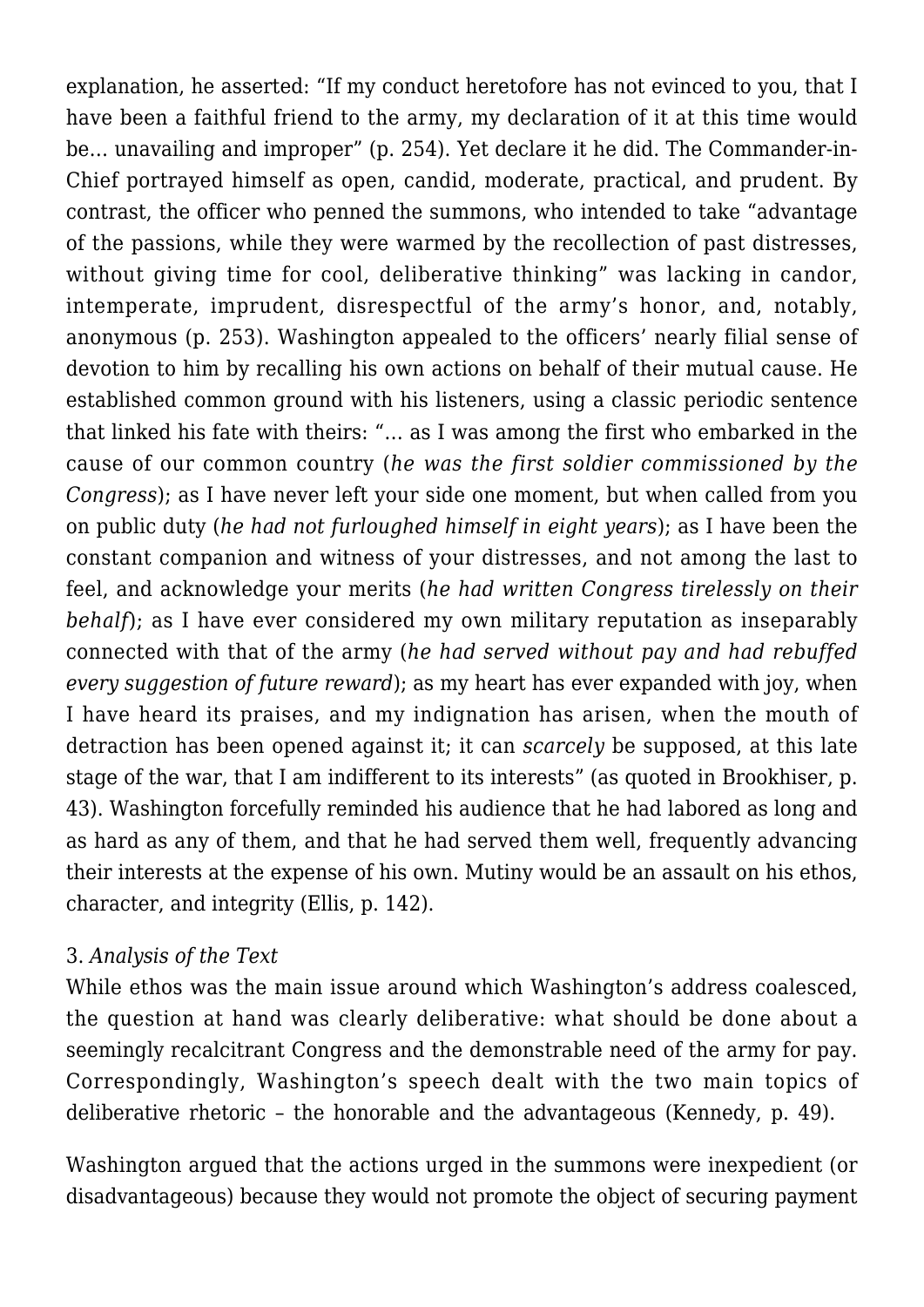explanation, he asserted: "If my conduct heretofore has not evinced to you, that I have been a faithful friend to the army, my declaration of it at this time would be… unavailing and improper" (p. 254). Yet declare it he did. The Commander-in-Chief portrayed himself as open, candid, moderate, practical, and prudent. By contrast, the officer who penned the summons, who intended to take "advantage of the passions, while they were warmed by the recollection of past distresses, without giving time for cool, deliberative thinking" was lacking in candor, intemperate, imprudent, disrespectful of the army's honor, and, notably, anonymous (p. 253). Washington appealed to the officers' nearly filial sense of devotion to him by recalling his own actions on behalf of their mutual cause. He established common ground with his listeners, using a classic periodic sentence that linked his fate with theirs: "… as I was among the first who embarked in the cause of our common country (*he was the first soldier commissioned by the Congress*); as I have never left your side one moment, but when called from you on public duty (*he had not furloughed himself in eight years*); as I have been the constant companion and witness of your distresses, and not among the last to feel, and acknowledge your merits (*he had written Congress tirelessly on their behalf*); as I have ever considered my own military reputation as inseparably connected with that of the army (*he had served without pay and had rebuffed every suggestion of future reward*); as my heart has ever expanded with joy, when I have heard its praises, and my indignation has arisen, when the mouth of detraction has been opened against it; it can *scarcely* be supposed, at this late stage of the war, that I am indifferent to its interests" (as quoted in Brookhiser, p. 43). Washington forcefully reminded his audience that he had labored as long and as hard as any of them, and that he had served them well, frequently advancing their interests at the expense of his own. Mutiny would be an assault on his ethos, character, and integrity (Ellis, p. 142).

3. *Analysis of the Text*

While ethos was the main issue around which Washington's address coalesced, the question at hand was clearly deliberative: what should be done about a seemingly recalcitrant Congress and the demonstrable need of the army for pay. Correspondingly, Washington's speech dealt with the two main topics of deliberative rhetoric – the honorable and the advantageous (Kennedy, p. 49).

Washington argued that the actions urged in the summons were inexpedient (or disadvantageous) because they would not promote the object of securing payment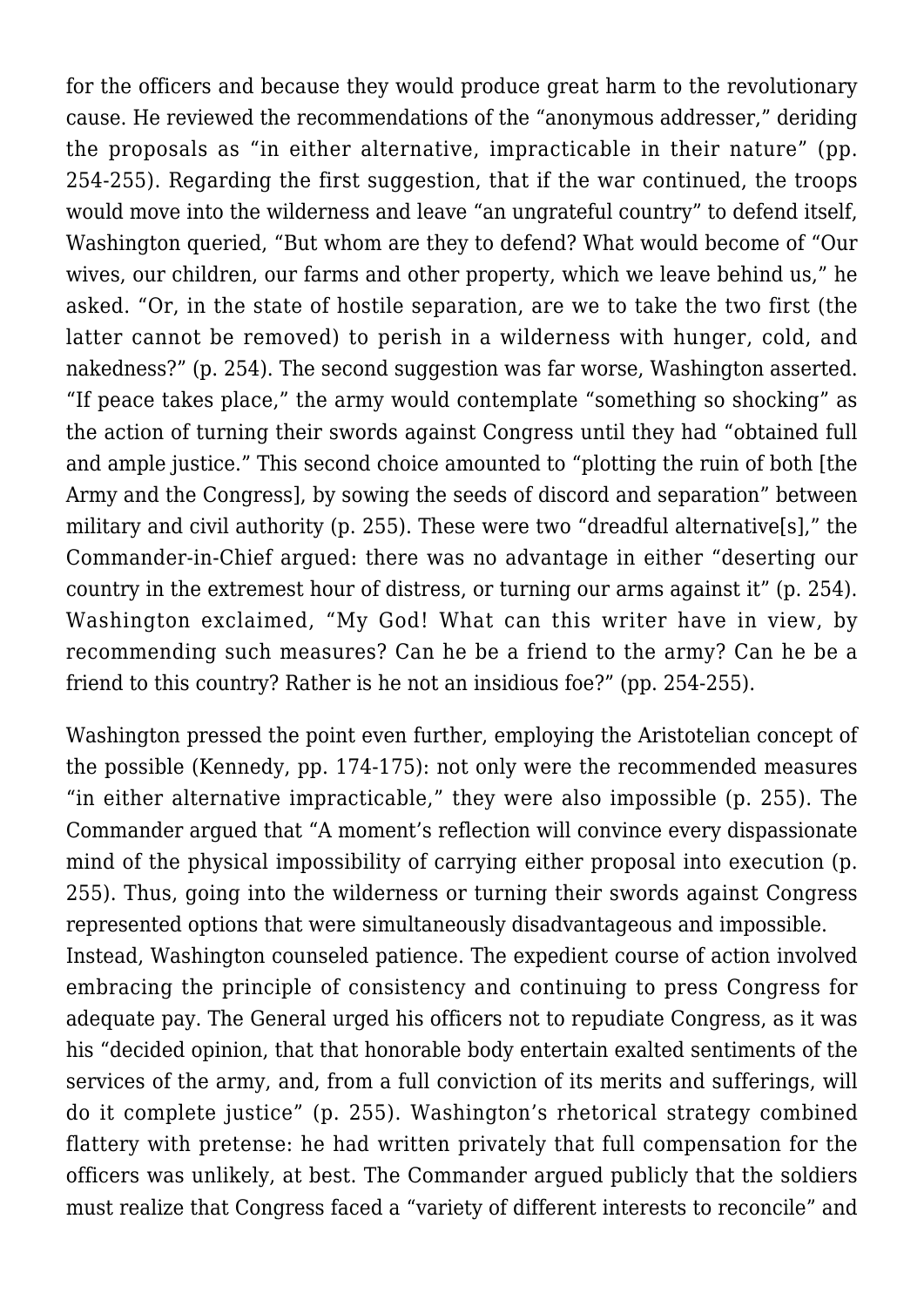for the officers and because they would produce great harm to the revolutionary cause. He reviewed the recommendations of the "anonymous addresser," deriding the proposals as "in either alternative, impracticable in their nature" (pp. 254-255). Regarding the first suggestion, that if the war continued, the troops would move into the wilderness and leave "an ungrateful country" to defend itself, Washington queried, "But whom are they to defend? What would become of "Our wives, our children, our farms and other property, which we leave behind us," he asked. "Or, in the state of hostile separation, are we to take the two first (the latter cannot be removed) to perish in a wilderness with hunger, cold, and nakedness?" (p. 254). The second suggestion was far worse, Washington asserted. "If peace takes place," the army would contemplate "something so shocking" as the action of turning their swords against Congress until they had "obtained full and ample justice." This second choice amounted to "plotting the ruin of both [the Army and the Congress], by sowing the seeds of discord and separation" between military and civil authority (p. 255). These were two "dreadful alternative[s]," the Commander-in-Chief argued: there was no advantage in either "deserting our country in the extremest hour of distress, or turning our arms against it" (p. 254). Washington exclaimed, "My God! What can this writer have in view, by recommending such measures? Can he be a friend to the army? Can he be a friend to this country? Rather is he not an insidious foe?" (pp. 254-255).

Washington pressed the point even further, employing the Aristotelian concept of the possible (Kennedy, pp. 174-175): not only were the recommended measures "in either alternative impracticable," they were also impossible (p. 255). The Commander argued that "A moment's reflection will convince every dispassionate mind of the physical impossibility of carrying either proposal into execution (p. 255). Thus, going into the wilderness or turning their swords against Congress represented options that were simultaneously disadvantageous and impossible.

Instead, Washington counseled patience. The expedient course of action involved embracing the principle of consistency and continuing to press Congress for adequate pay. The General urged his officers not to repudiate Congress, as it was his "decided opinion, that that honorable body entertain exalted sentiments of the services of the army, and, from a full conviction of its merits and sufferings, will do it complete justice" (p. 255). Washington's rhetorical strategy combined flattery with pretense: he had written privately that full compensation for the officers was unlikely, at best. The Commander argued publicly that the soldiers must realize that Congress faced a "variety of different interests to reconcile" and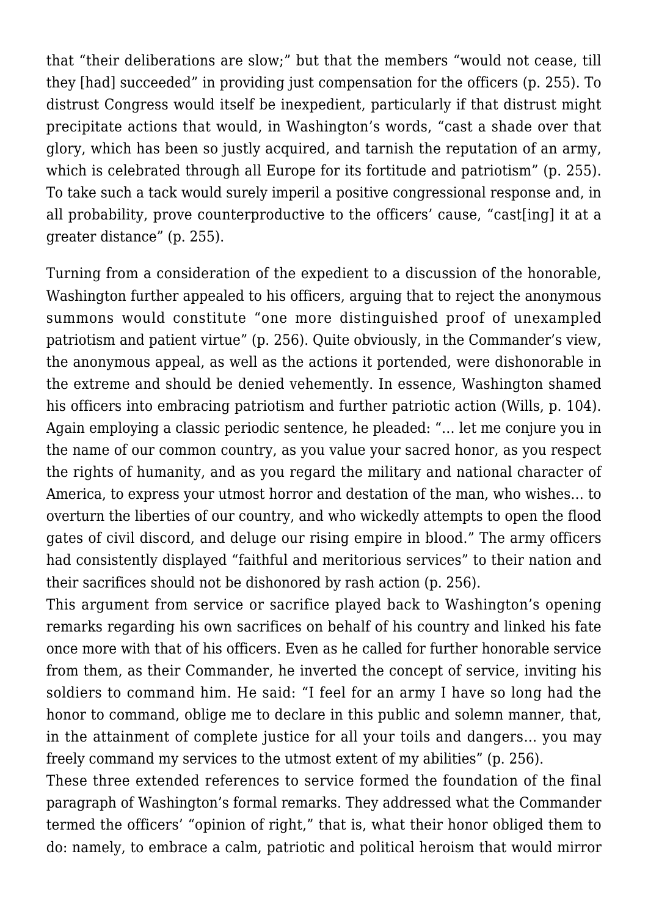that "their deliberations are slow;" but that the members "would not cease, till they [had] succeeded" in providing just compensation for the officers (p. 255). To distrust Congress would itself be inexpedient, particularly if that distrust might precipitate actions that would, in Washington's words, "cast a shade over that glory, which has been so justly acquired, and tarnish the reputation of an army, which is celebrated through all Europe for its fortitude and patriotism" (p. 255). To take such a tack would surely imperil a positive congressional response and, in all probability, prove counterproductive to the officers' cause, "cast[ing] it at a greater distance" (p. 255).

Turning from a consideration of the expedient to a discussion of the honorable, Washington further appealed to his officers, arguing that to reject the anonymous summons would constitute "one more distinguished proof of unexampled patriotism and patient virtue" (p. 256). Quite obviously, in the Commander's view, the anonymous appeal, as well as the actions it portended, were dishonorable in the extreme and should be denied vehemently. In essence, Washington shamed his officers into embracing patriotism and further patriotic action (Wills, p. 104). Again employing a classic periodic sentence, he pleaded: "… let me conjure you in the name of our common country, as you value your sacred honor, as you respect the rights of humanity, and as you regard the military and national character of America, to express your utmost horror and destation of the man, who wishes… to overturn the liberties of our country, and who wickedly attempts to open the flood gates of civil discord, and deluge our rising empire in blood." The army officers had consistently displayed "faithful and meritorious services" to their nation and their sacrifices should not be dishonored by rash action (p. 256).

This argument from service or sacrifice played back to Washington's opening remarks regarding his own sacrifices on behalf of his country and linked his fate once more with that of his officers. Even as he called for further honorable service from them, as their Commander, he inverted the concept of service, inviting his soldiers to command him. He said: "I feel for an army I have so long had the honor to command, oblige me to declare in this public and solemn manner, that, in the attainment of complete justice for all your toils and dangers… you may freely command my services to the utmost extent of my abilities" (p. 256).

These three extended references to service formed the foundation of the final paragraph of Washington's formal remarks. They addressed what the Commander termed the officers' "opinion of right," that is, what their honor obliged them to do: namely, to embrace a calm, patriotic and political heroism that would mirror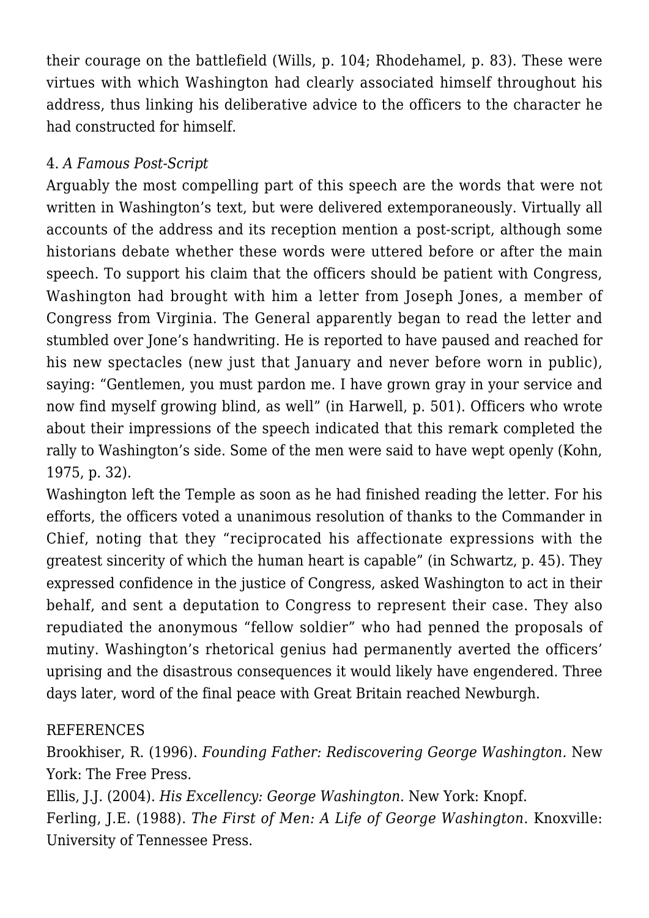their courage on the battlefield (Wills, p. 104; Rhodehamel, p. 83). These were virtues with which Washington had clearly associated himself throughout his address, thus linking his deliberative advice to the officers to the character he had constructed for himself.

### 4. *A Famous Post-Script*

Arguably the most compelling part of this speech are the words that were not written in Washington's text, but were delivered extemporaneously. Virtually all accounts of the address and its reception mention a post-script, although some historians debate whether these words were uttered before or after the main speech. To support his claim that the officers should be patient with Congress, Washington had brought with him a letter from Joseph Jones, a member of Congress from Virginia. The General apparently began to read the letter and stumbled over Jone's handwriting. He is reported to have paused and reached for his new spectacles (new just that January and never before worn in public), saying: "Gentlemen, you must pardon me. I have grown gray in your service and now find myself growing blind, as well" (in Harwell, p. 501). Officers who wrote about their impressions of the speech indicated that this remark completed the rally to Washington's side. Some of the men were said to have wept openly (Kohn, 1975, p. 32).

Washington left the Temple as soon as he had finished reading the letter. For his efforts, the officers voted a unanimous resolution of thanks to the Commander in Chief, noting that they "reciprocated his affectionate expressions with the greatest sincerity of which the human heart is capable" (in Schwartz, p. 45). They expressed confidence in the justice of Congress, asked Washington to act in their behalf, and sent a deputation to Congress to represent their case. They also repudiated the anonymous "fellow soldier" who had penned the proposals of mutiny. Washington's rhetorical genius had permanently averted the officers' uprising and the disastrous consequences it would likely have engendered. Three days later, word of the final peace with Great Britain reached Newburgh.

## REFERENCES

Brookhiser, R. (1996). *Founding Father: Rediscovering George Washington.* New York: The Free Press.

Ellis, J.J. (2004). *His Excellency: George Washington*. New York: Knopf.

Ferling, J.E. (1988). *The First of Men: A Life of George Washington.* Knoxville: University of Tennessee Press.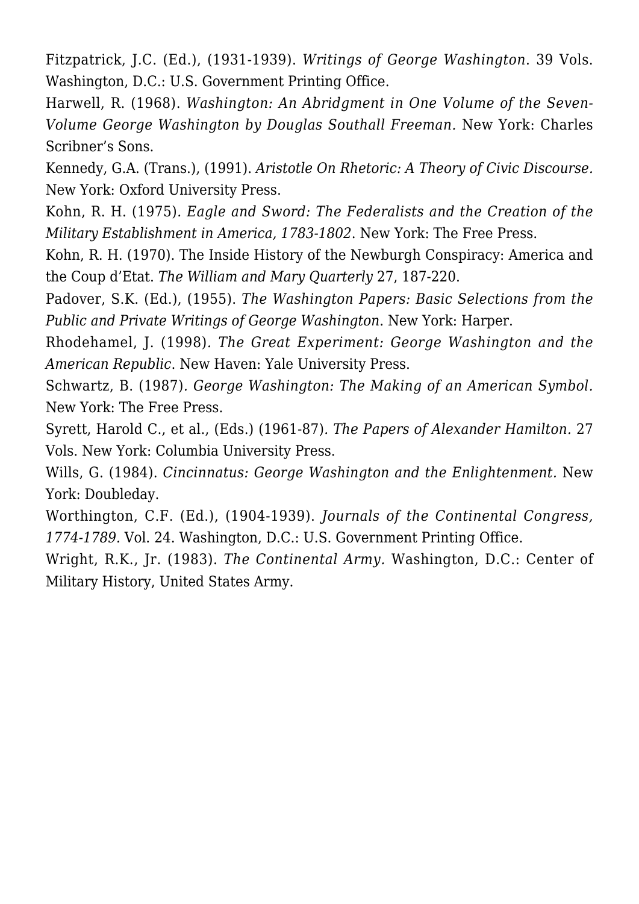Fitzpatrick, J.C. (Ed.), (1931-1939). *Writings of George Washington*. 39 Vols. Washington, D.C.: U.S. Government Printing Office.

Harwell, R. (1968). *Washington: An Abridgment in One Volume of the Seven-Volume George Washington by Douglas Southall Freeman.* New York: Charles Scribner's Sons.

Kennedy, G.A. (Trans.), (1991). *Aristotle On Rhetoric: A Theory of Civic Discourse.* New York: Oxford University Press.

Kohn, R. H. (1975). *Eagle and Sword: The Federalists and the Creation of the Military Establishment in America, 1783-1802*. New York: The Free Press.

Kohn, R. H. (1970). The Inside History of the Newburgh Conspiracy: America and the Coup d'Etat. *The William and Mary Quarterly* 27, 187-220.

Padover, S.K. (Ed.), (1955). *The Washington Papers: Basic Selections from the Public and Private Writings of George Washington*. New York: Harper.

Rhodehamel, J. (1998). *The Great Experiment: George Washington and the American Republic*. New Haven: Yale University Press.

Schwartz, B. (1987). *George Washington: The Making of an American Symbol.* New York: The Free Press.

Syrett, Harold C., et al., (Eds.) (1961-87). *The Papers of Alexander Hamilton.* 27 Vols. New York: Columbia University Press.

Wills, G. (1984). *Cincinnatus: George Washington and the Enlightenment.* New York: Doubleday.

Worthington, C.F. (Ed.), (1904-1939). *Journals of the Continental Congress, 1774-1789*. Vol. 24. Washington, D.C.: U.S. Government Printing Office.

Wright, R.K., Jr. (1983). *The Continental Army.* Washington, D.C.: Center of Military History, United States Army.